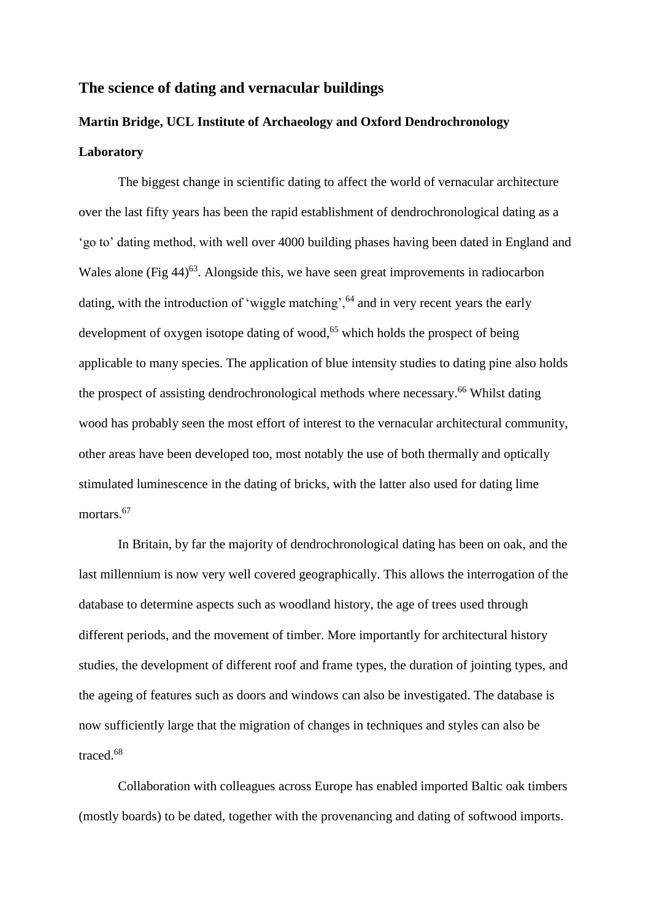## The science of dating and vernacular buildings

**Martin Bridge, UCL Institute of Archaeology and Oxford Dendrochronology Laboratory**

The biggest change in scientific dating to affect the world of vernacular architecture over the last fifty years has been the rapid establishment of dendrochronological dating as a 'go to' dating method, with well over 4000 building phases having been dated in England and Wales alone (Fig 44)[63]. Alongside this, we have seen great improvements in radiocarbon dating, with the introduction of 'wiggle matching',[64] and in very recent years the early development of oxygen isotope dating of wood,[65] which holds the prospect of being applicable to many species. The application of blue intensity studies to dating pine also holds the prospect of assisting dendrochronological methods where necessary.[66] Whilst dating wood has probably seen the most effort of interest to the vernacular architectural community, other areas have been developed too, most notably the use of both thermally and optically stimulated luminescence in the dating of bricks, with the latter also used for dating lime mortars.[67]

In Britain, by far the majority of dendrochronological dating has been on oak, and the last millennium is now very well covered geographically. This allows the interrogation of the database to determine aspects such as woodland history, the age of trees used through different periods, and the movement of timber. More importantly for architectural history studies, the development of different roof and frame types, the duration of jointing types, and the ageing of features such as doors and windows can also be investigated. The database is now sufficiently large that the migration of changes in techniques and styles can also be traced.[68]

Collaboration with colleagues across Europe has enabled imported Baltic oak timbers (mostly boards) to be dated, together with the provenancing and dating of softwood imports.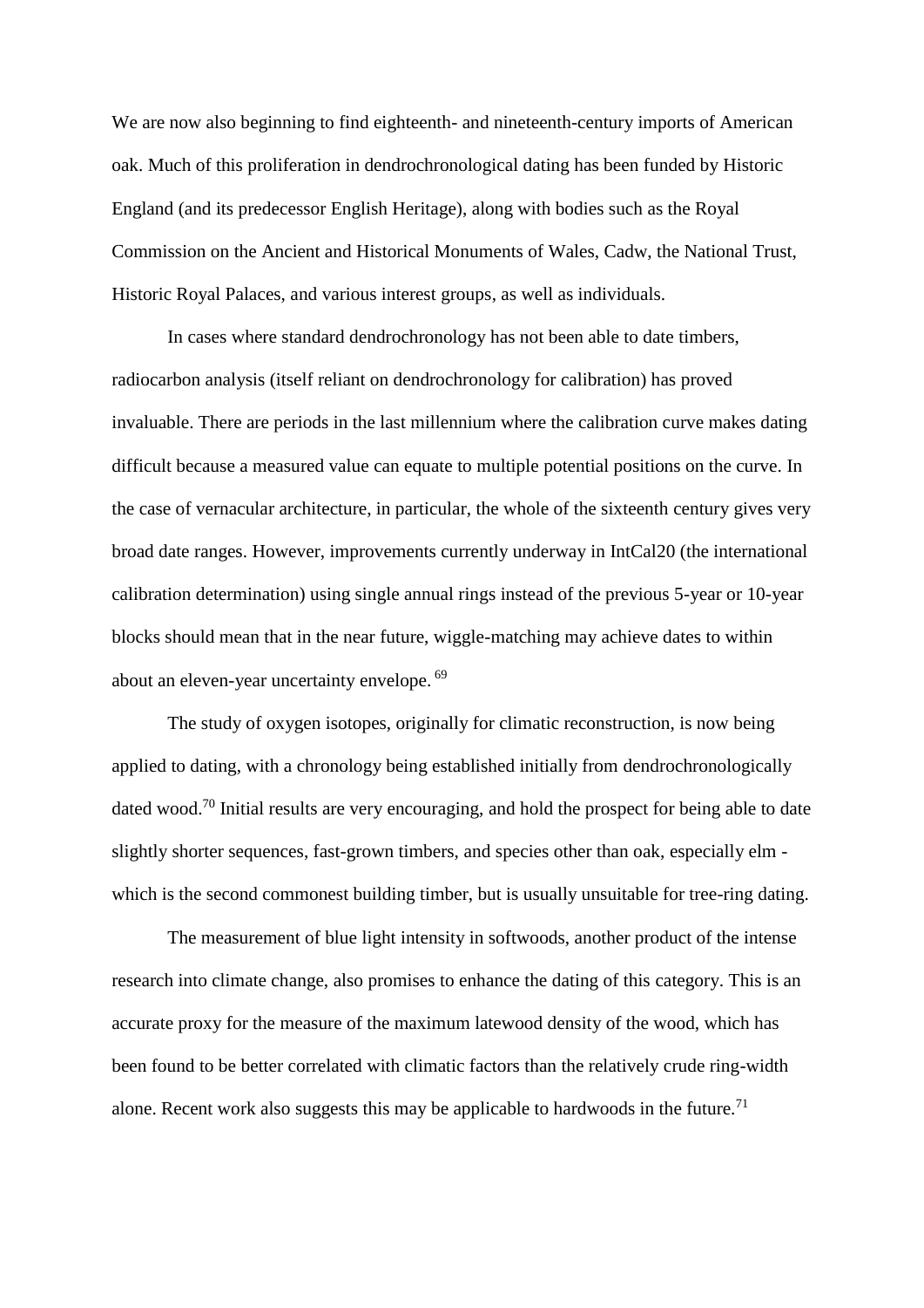We are now also beginning to find eighteenth- and nineteenth-century imports of American oak. Much of this proliferation in dendrochronological dating has been funded by Historic England (and its predecessor English Heritage), along with bodies such as the Royal Commission on the Ancient and Historical Monuments of Wales, Cadw, the National Trust, Historic Royal Palaces, and various interest groups, as well as individuals.

In cases where standard dendrochronology has not been able to date timbers, radiocarbon analysis (itself reliant on dendrochronology for calibration) has proved invaluable. There are periods in the last millennium where the calibration curve makes dating difficult because a measured value can equate to multiple potential positions on the curve. In the case of vernacular architecture, in particular, the whole of the sixteenth century gives very broad date ranges. However, improvements currently underway in IntCal20 (the international calibration determination) using single annual rings instead of the previous 5-year or 10-year blocks should mean that in the near future, wiggle-matching may achieve dates to within about an eleven-year uncertainty envelope. [69]

The study of oxygen isotopes, originally for climatic reconstruction, is now being applied to dating, with a chronology being established initially from dendrochronologically dated wood.[70] Initial results are very encouraging, and hold the prospect for being able to date slightly shorter sequences, fast-grown timbers, and species other than oak, especially elm - which is the second commonest building timber, but is usually unsuitable for tree-ring dating.

The measurement of blue light intensity in softwoods, another product of the intense research into climate change, also promises to enhance the dating of this category. This is an accurate proxy for the measure of the maximum latewood density of the wood, which has been found to be better correlated with climatic factors than the relatively crude ring-width alone. Recent work also suggests this may be applicable to hardwoods in the future.[71]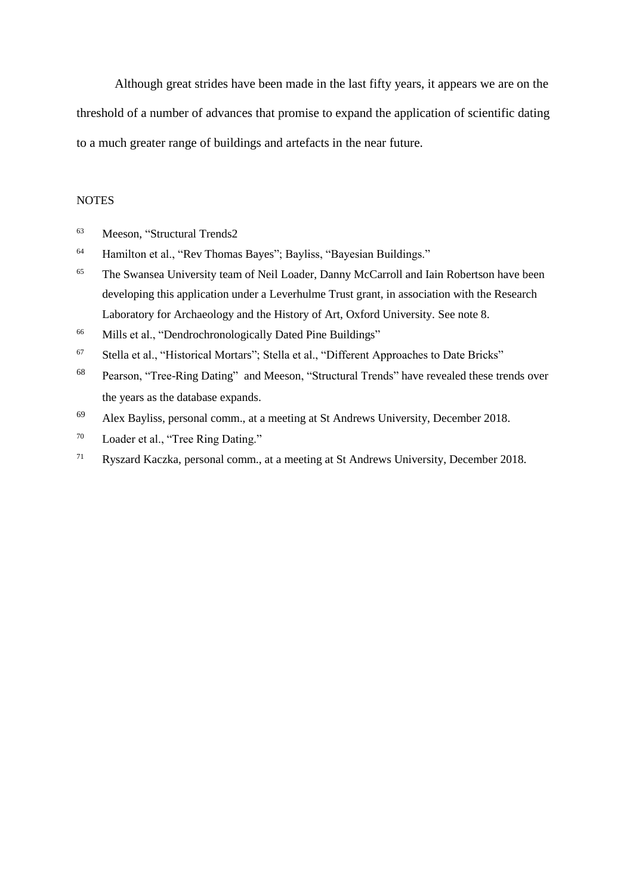Although great strides have been made in the last fifty years, it appears we are on the threshold of a number of advances that promise to expand the application of scientific dating to a much greater range of buildings and artefacts in the near future.

NOTES

[63] Meeson, "Structural Trends2

[64] Hamilton et al., "Rev Thomas Bayes"; Bayliss, "Bayesian Buildings."

[65] The Swansea University team of Neil Loader, Danny McCarroll and Iain Robertson have been developing this application under a Leverhulme Trust grant, in association with the Research Laboratory for Archaeology and the History of Art, Oxford University. See note 8.

[66] Mills et al., "Dendrochronologically Dated Pine Buildings"

[67] Stella et al., "Historical Mortars"; Stella et al., "Different Approaches to Date Bricks"

[68] Pearson, "Tree-Ring Dating" and Meeson, "Structural Trends" have revealed these trends over the years as the database expands.

[69] Alex Bayliss, personal comm., at a meeting at St Andrews University, December 2018.

[70] Loader et al., "Tree Ring Dating."

[71] Ryszard Kaczka, personal comm., at a meeting at St Andrews University, December 2018.